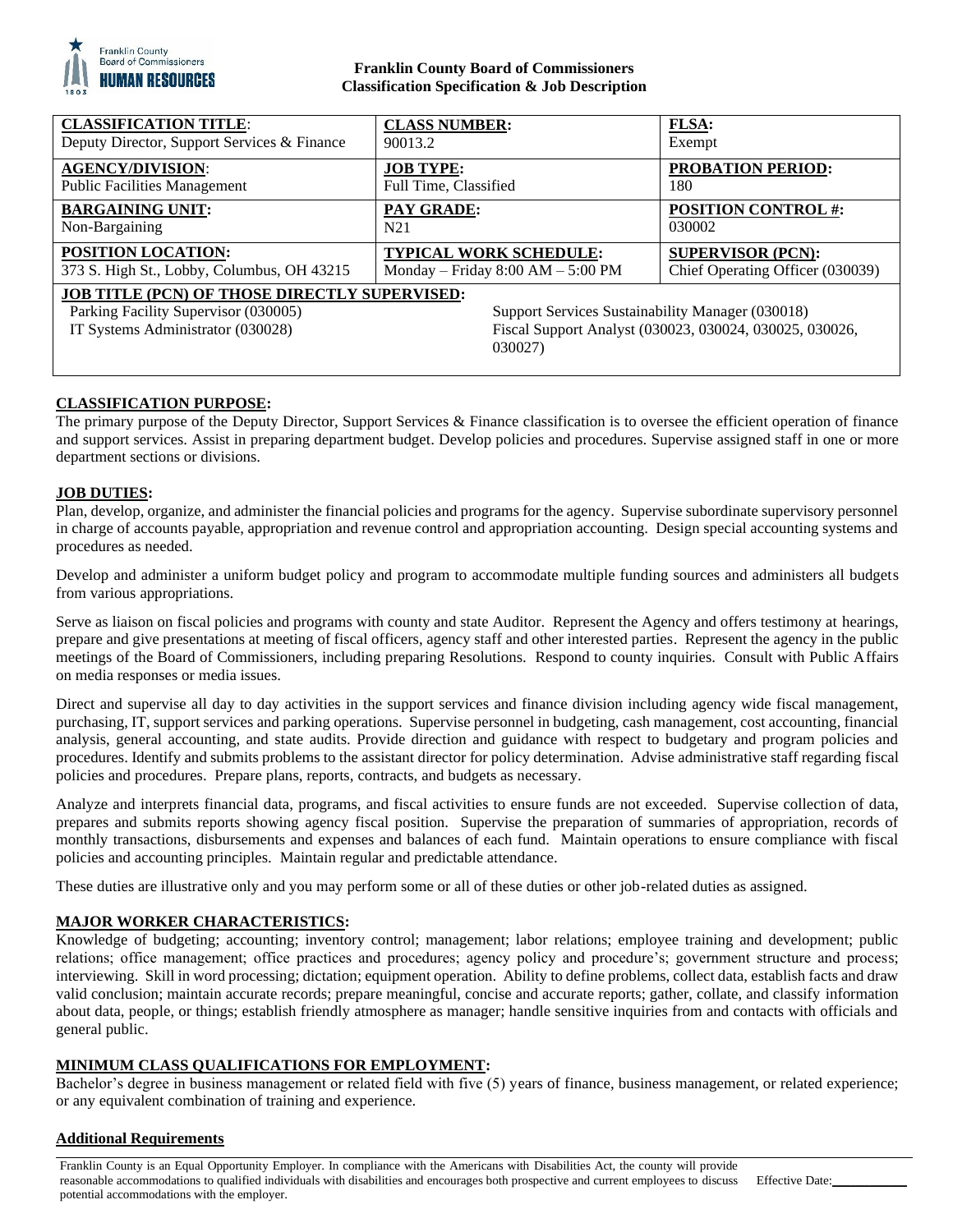**Franklin County Board of Commissioners**
**Classification Specification & Job Description**

| **CLASSIFICATION TITLE**: | **CLASS NUMBER:** | **FLSA:** |
|---|---|---|
| Deputy Director, Support Services & Finance | 90013.2 | Exempt |
| **AGENCY/DIVISION**: | **JOB TYPE:** | **PROBATION PERIOD:** |
| Public Facilities Management | Full Time, Classified | 180 |
| **BARGAINING UNIT:** | **PAY GRADE:** | **POSITION CONTROL #:** |
| Non-Bargaining | N21 | 030002 |
| **POSITION LOCATION:** | **TYPICAL WORK SCHEDULE:** | **SUPERVISOR (PCN):** |
| 373 S. High St., Lobby, Columbus, OH 43215 | Monday – Friday 8:00 AM – 5:00 PM | Chief Operating Officer (030039) |

**JOB TITLE (PCN) OF THOSE DIRECTLY SUPERVISED:**

- Parking Facility Supervisor (030005)
- IT Systems Administrator (030028)
- Support Services Sustainability Manager (030018)
- Fiscal Support Analyst (030023, 030024, 030025, 030026, 030027)

## CLASSIFICATION PURPOSE:

The primary purpose of the Deputy Director, Support Services & Finance classification is to oversee the efficient operation of finance and support services. Assist in preparing department budget. Develop policies and procedures. Supervise assigned staff in one or more department sections or divisions.

## JOB DUTIES:

Plan, develop, organize, and administer the financial policies and programs for the agency. Supervise subordinate supervisory personnel in charge of accounts payable, appropriation and revenue control and appropriation accounting. Design special accounting systems and procedures as needed.

Develop and administer a uniform budget policy and program to accommodate multiple funding sources and administers all budgets from various appropriations.

Serve as liaison on fiscal policies and programs with county and state Auditor. Represent the Agency and offers testimony at hearings, prepare and give presentations at meeting of fiscal officers, agency staff and other interested parties. Represent the agency in the public meetings of the Board of Commissioners, including preparing Resolutions. Respond to county inquiries. Consult with Public Affairs on media responses or media issues.

Direct and supervise all day to day activities in the support services and finance division including agency wide fiscal management, purchasing, IT, support services and parking operations. Supervise personnel in budgeting, cash management, cost accounting, financial analysis, general accounting, and state audits. Provide direction and guidance with respect to budgetary and program policies and procedures. Identify and submits problems to the assistant director for policy determination. Advise administrative staff regarding fiscal policies and procedures. Prepare plans, reports, contracts, and budgets as necessary.

Analyze and interprets financial data, programs, and fiscal activities to ensure funds are not exceeded. Supervise collection of data, prepares and submits reports showing agency fiscal position. Supervise the preparation of summaries of appropriation, records of monthly transactions, disbursements and expenses and balances of each fund. Maintain operations to ensure compliance with fiscal policies and accounting principles. Maintain regular and predictable attendance.

These duties are illustrative only and you may perform some or all of these duties or other job-related duties as assigned.

## MAJOR WORKER CHARACTERISTICS:

Knowledge of budgeting; accounting; inventory control; management; labor relations; employee training and development; public relations; office management; office practices and procedures; agency policy and procedure's; government structure and process; interviewing. Skill in word processing; dictation; equipment operation. Ability to define problems, collect data, establish facts and draw valid conclusion; maintain accurate records; prepare meaningful, concise and accurate reports; gather, collate, and classify information about data, people, or things; establish friendly atmosphere as manager; handle sensitive inquiries from and contacts with officials and general public.

## MINIMUM CLASS QUALIFICATIONS FOR EMPLOYMENT:

Bachelor's degree in business management or related field with five (5) years of finance, business management, or related experience; or any equivalent combination of training and experience.

### Additional Requirements

Franklin County is an Equal Opportunity Employer. In compliance with the Americans with Disabilities Act, the county will provide reasonable accommodations to qualified individuals with disabilities and encourages both prospective and current employees to discuss potential accommodations with the employer. Effective Date:___________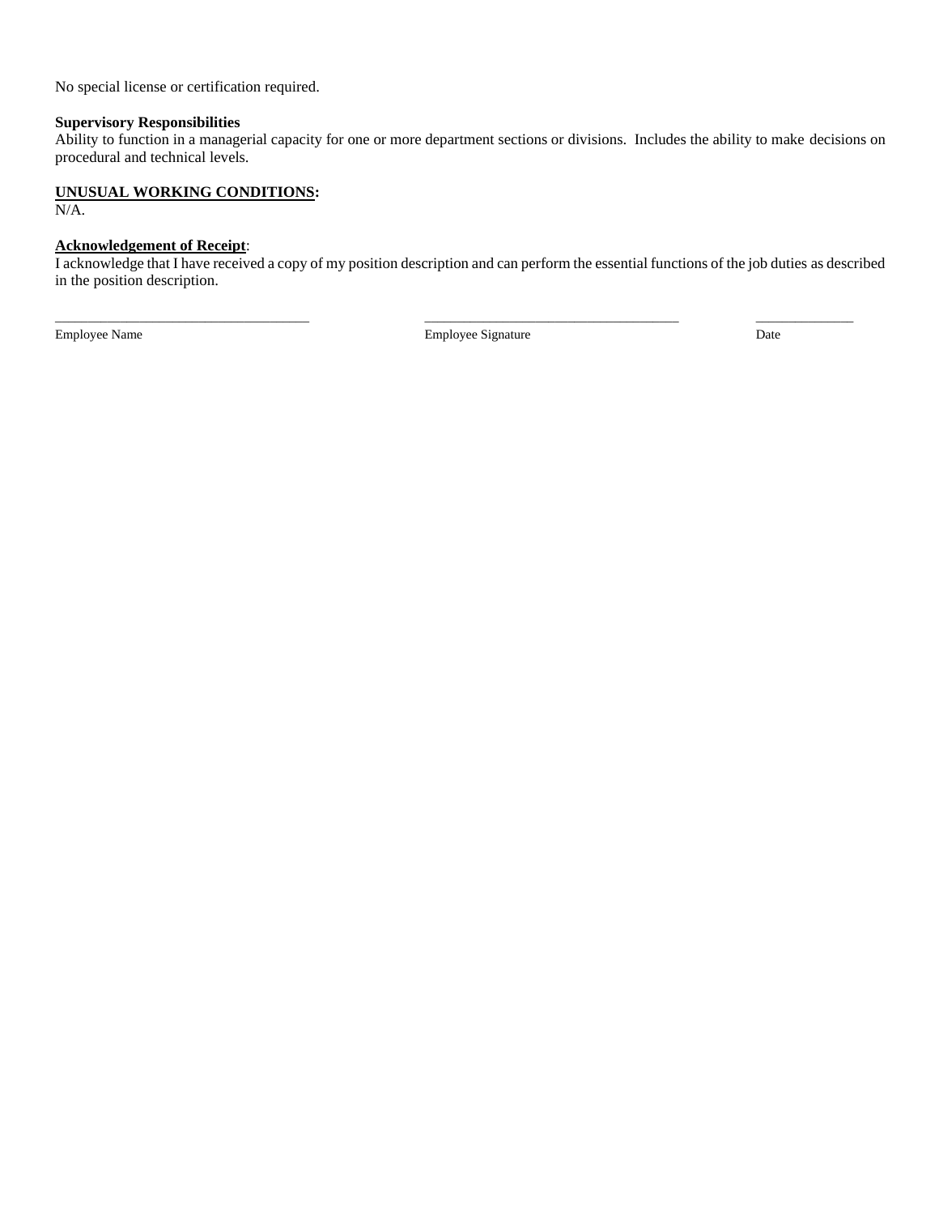No special license or certification required.

**Supervisory Responsibilities**
Ability to function in a managerial capacity for one or more department sections or divisions. Includes the ability to make decisions on procedural and technical levels.

**UNUSUAL WORKING CONDITIONS:**
N/A.

**Acknowledgement of Receipt**:
I acknowledge that I have received a copy of my position description and can perform the essential functions of the job duties as described in the position description.

| | | |
|---|---|---|
| ____________________________________ | ____________________________________ | ______________ |
| Employee Name | Employee Signature | Date |